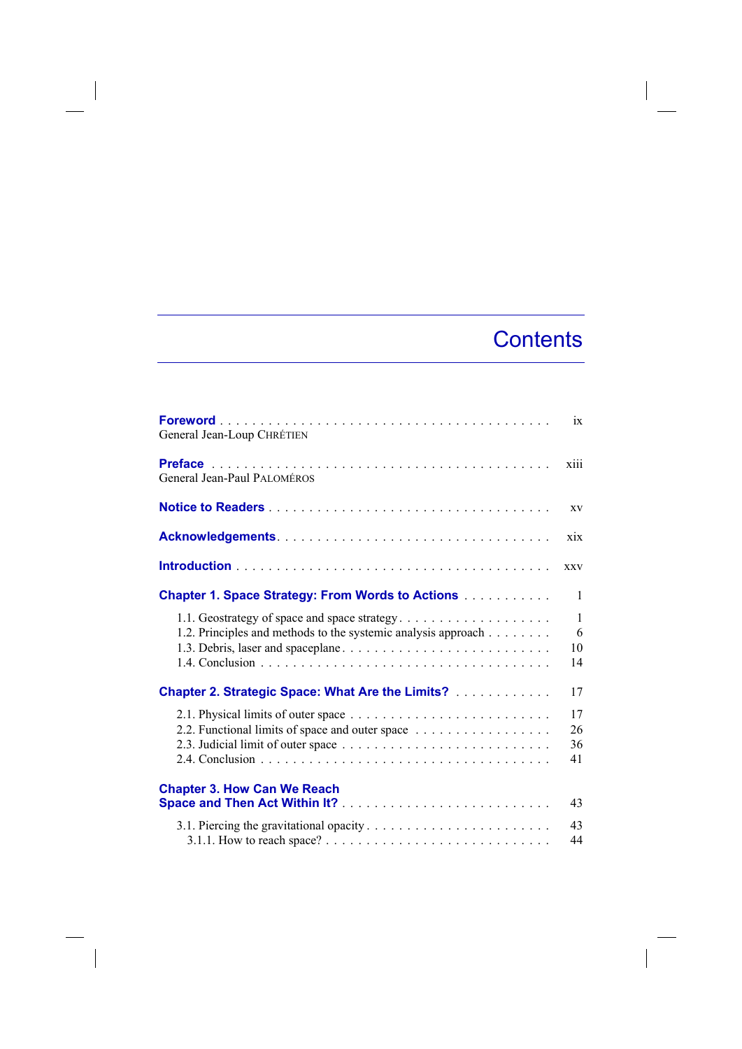# Contents

**Foreword** . . . . . . . . . . . . . . . . . . . . . . . . . . . . . . . . . . . . . . . . . . ix
General Jean-Loup CHRÉTIEN

**Preface** . . . . . . . . . . . . . . . . . . . . . . . . . . . . . . . . . . . . . . . . . . . xiii
General Jean-Paul PALOMÉROS

**Notice to Readers** . . . . . . . . . . . . . . . . . . . . . . . . . . . . . . . . . . . xv

**Acknowledgements** . . . . . . . . . . . . . . . . . . . . . . . . . . . . . . . . . . xix

**Introduction** . . . . . . . . . . . . . . . . . . . . . . . . . . . . . . . . . . . . . . . xxv

**Chapter 1. Space Strategy: From Words to Actions** . . . . . . . . . . . 1

1.1. Geostrategy of space and space strategy . . . . . . . . . . . . . . . . . . . 1
1.2. Principles and methods to the systemic analysis approach . . . . . . . . 6
1.3. Debris, laser and spaceplane . . . . . . . . . . . . . . . . . . . . . . . . . . 10
1.4. Conclusion . . . . . . . . . . . . . . . . . . . . . . . . . . . . . . . . . . . . . 14

**Chapter 2. Strategic Space: What Are the Limits?** . . . . . . . . . . . . 17

2.1. Physical limits of outer space . . . . . . . . . . . . . . . . . . . . . . . . . 17
2.2. Functional limits of space and outer space . . . . . . . . . . . . . . . . . 26
2.3. Judicial limit of outer space . . . . . . . . . . . . . . . . . . . . . . . . . . 36
2.4. Conclusion . . . . . . . . . . . . . . . . . . . . . . . . . . . . . . . . . . . . . 41

**Chapter 3. How Can We Reach Space and Then Act Within It?** . . . . . . . . . . . . . . . . . . . . . . . . . . 43

3.1. Piercing the gravitational opacity . . . . . . . . . . . . . . . . . . . . . . . 43
3.1.1. How to reach space? . . . . . . . . . . . . . . . . . . . . . . . . . . . . . 44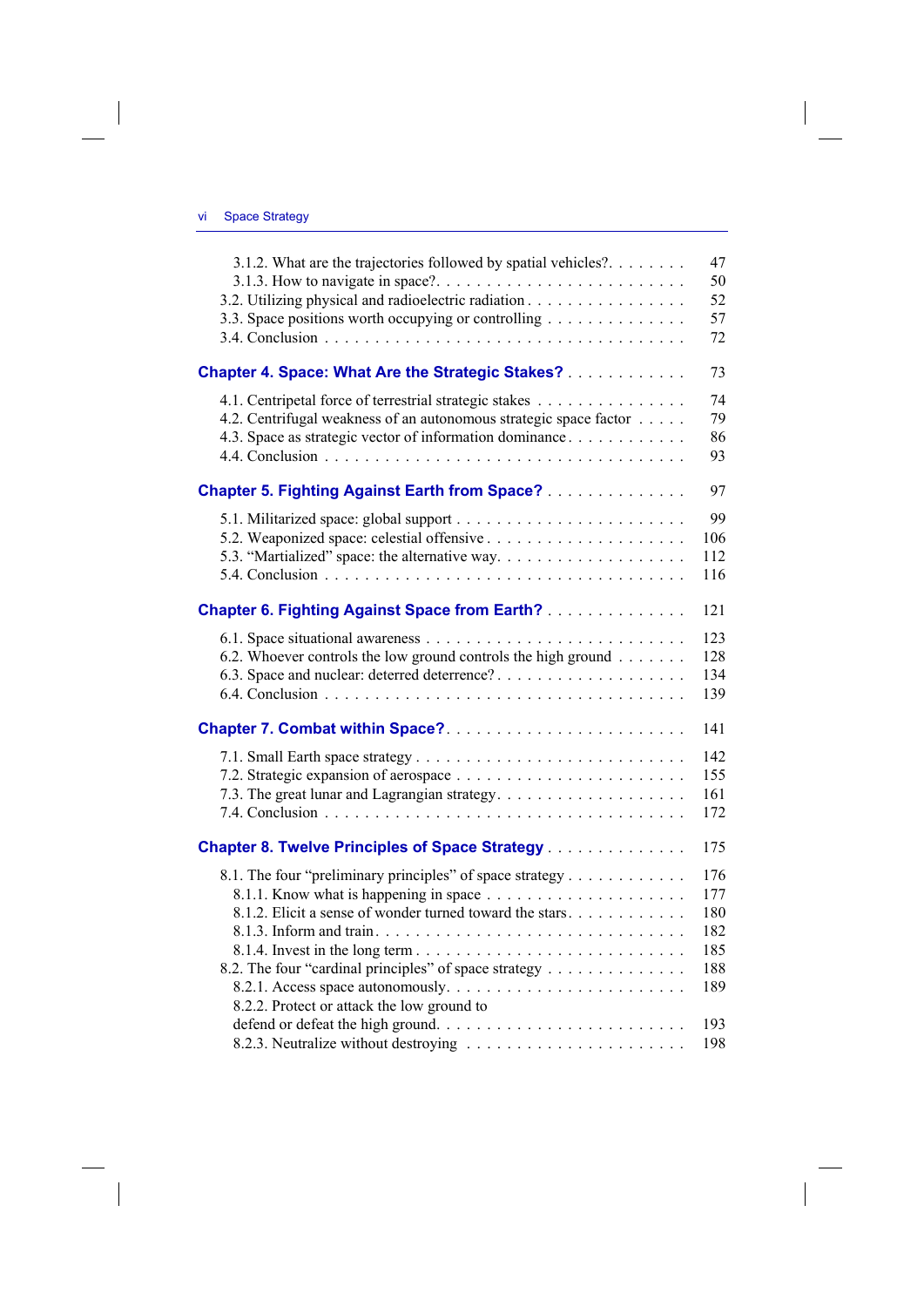3.1.2. What are the trajectories followed by spatial vehicles? . . . . . . . . 47
3.1.3. How to navigate in space? . . . . . . . . . . . . . . . . . . . . . . . . 50
3.2. Utilizing physical and radioelectric radiation . . . . . . . . . . . . . . . . 52
3.3. Space positions worth occupying or controlling . . . . . . . . . . . . . . 57
3.4. Conclusion . . . . . . . . . . . . . . . . . . . . . . . . . . . . . . . . . 72

**Chapter 4. Space: What Are the Strategic Stakes?** . . . . . . . . . . . . 73

4.1. Centripetal force of terrestrial strategic stakes . . . . . . . . . . . . . . . 74
4.2. Centrifugal weakness of an autonomous strategic space factor . . . . . 79
4.3. Space as strategic vector of information dominance . . . . . . . . . . . 86
4.4. Conclusion . . . . . . . . . . . . . . . . . . . . . . . . . . . . . . . . . 93

**Chapter 5. Fighting Against Earth from Space?** . . . . . . . . . . . . . . 97

5.1. Militarized space: global support . . . . . . . . . . . . . . . . . . . . . . 99
5.2. Weaponized space: celestial offensive . . . . . . . . . . . . . . . . . . . 106
5.3. “Martialized” space: the alternative way. . . . . . . . . . . . . . . . . . 112
5.4. Conclusion . . . . . . . . . . . . . . . . . . . . . . . . . . . . . . . . . 116

**Chapter 6. Fighting Against Space from Earth?** . . . . . . . . . . . . . . 121

6.1. Space situational awareness . . . . . . . . . . . . . . . . . . . . . . . . 123
6.2. Whoever controls the low ground controls the high ground . . . . . . . 128
6.3. Space and nuclear: deterred deterrence? . . . . . . . . . . . . . . . . . . 134
6.4. Conclusion . . . . . . . . . . . . . . . . . . . . . . . . . . . . . . . . . 139

**Chapter 7. Combat within Space?** . . . . . . . . . . . . . . . . . . . . . . . 141

7.1. Small Earth space strategy . . . . . . . . . . . . . . . . . . . . . . . . . 142
7.2. Strategic expansion of aerospace . . . . . . . . . . . . . . . . . . . . . . 155
7.3. The great lunar and Lagrangian strategy. . . . . . . . . . . . . . . . . . 161
7.4. Conclusion . . . . . . . . . . . . . . . . . . . . . . . . . . . . . . . . . 172

**Chapter 8. Twelve Principles of Space Strategy** . . . . . . . . . . . . . . 175

8.1. The four “preliminary principles” of space strategy . . . . . . . . . . . 176
8.1.1. Know what is happening in space . . . . . . . . . . . . . . . . . . . 177
8.1.2. Elicit a sense of wonder turned toward the stars. . . . . . . . . . . . 180
8.1.3. Inform and train . . . . . . . . . . . . . . . . . . . . . . . . . . . . . 182
8.1.4. Invest in the long term . . . . . . . . . . . . . . . . . . . . . . . . . 185
8.2. The four “cardinal principles” of space strategy . . . . . . . . . . . . . 188
8.2.1. Access space autonomously. . . . . . . . . . . . . . . . . . . . . . . 189
8.2.2. Protect or attack the low ground to defend or defeat the high ground. . . . . . . . . . . . . . . . . . . . . . . . 193
8.2.3. Neutralize without destroying . . . . . . . . . . . . . . . . . . . . . 198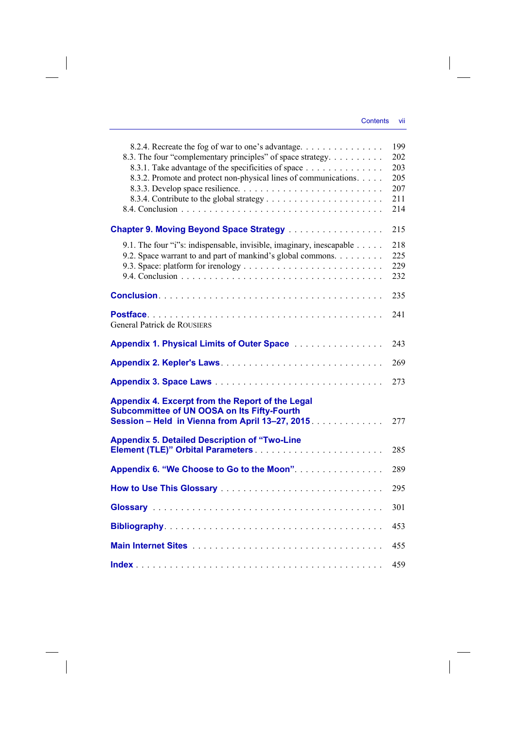8.2.4. Recreate the fog of war to one's advantage . . . . . . . . . . . . . . . 199
8.3. The four "complementary principles" of space strategy . . . . . . . . . . 202
8.3.1. Take advantage of the specificities of space . . . . . . . . . . . . . . 203
8.3.2. Promote and protect non-physical lines of communications . . . . . 205
8.3.3. Develop space resilience . . . . . . . . . . . . . . . . . . . . . . . . 207
8.3.4. Contribute to the global strategy . . . . . . . . . . . . . . . . . . . . 211
8.4. Conclusion . . . . . . . . . . . . . . . . . . . . . . . . . . . . . . . . . 214

**Chapter 9. Moving Beyond Space Strategy** . . . . . . . . . . . . . . . . . 215

9.1. The four "i"s: indispensable, invisible, imaginary, inescapable . . . . . 218
9.2. Space warrant to and part of mankind's global commons . . . . . . . . . 225
9.3. Space: platform for irenology . . . . . . . . . . . . . . . . . . . . . . . 229
9.4. Conclusion . . . . . . . . . . . . . . . . . . . . . . . . . . . . . . . . . 232

**Conclusion** . . . . . . . . . . . . . . . . . . . . . . . . . . . . . . . . . . 235

**Postface** . . . . . . . . . . . . . . . . . . . . . . . . . . . . . . . . . . . 241
General Patrick de ROUSIERS

**Appendix 1. Physical Limits of Outer Space** . . . . . . . . . . . . . . . . 243

**Appendix 2. Kepler's Laws** . . . . . . . . . . . . . . . . . . . . . . . . . 269

**Appendix 3. Space Laws** . . . . . . . . . . . . . . . . . . . . . . . . . . 273

**Appendix 4. Excerpt from the Report of the Legal Subcommittee of UN OOSA on Its Fifty-Fourth Session – Held in Vienna from April 13–27, 2015** . . . . . . . . . . . . . 277

**Appendix 5. Detailed Description of "Two-Line Element (TLE)" Orbital Parameters** . . . . . . . . . . . . . . . . . . . . . . . 285

**Appendix 6. "We Choose to Go to the Moon"** . . . . . . . . . . . . . . . . 289

**How to Use This Glossary** . . . . . . . . . . . . . . . . . . . . . . . . . 295

**Glossary** . . . . . . . . . . . . . . . . . . . . . . . . . . . . . . . . . . . 301

**Bibliography** . . . . . . . . . . . . . . . . . . . . . . . . . . . . . . . . . 453

**Main Internet Sites** . . . . . . . . . . . . . . . . . . . . . . . . . . . . . 455

**Index** . . . . . . . . . . . . . . . . . . . . . . . . . . . . . . . . . . . . . 459